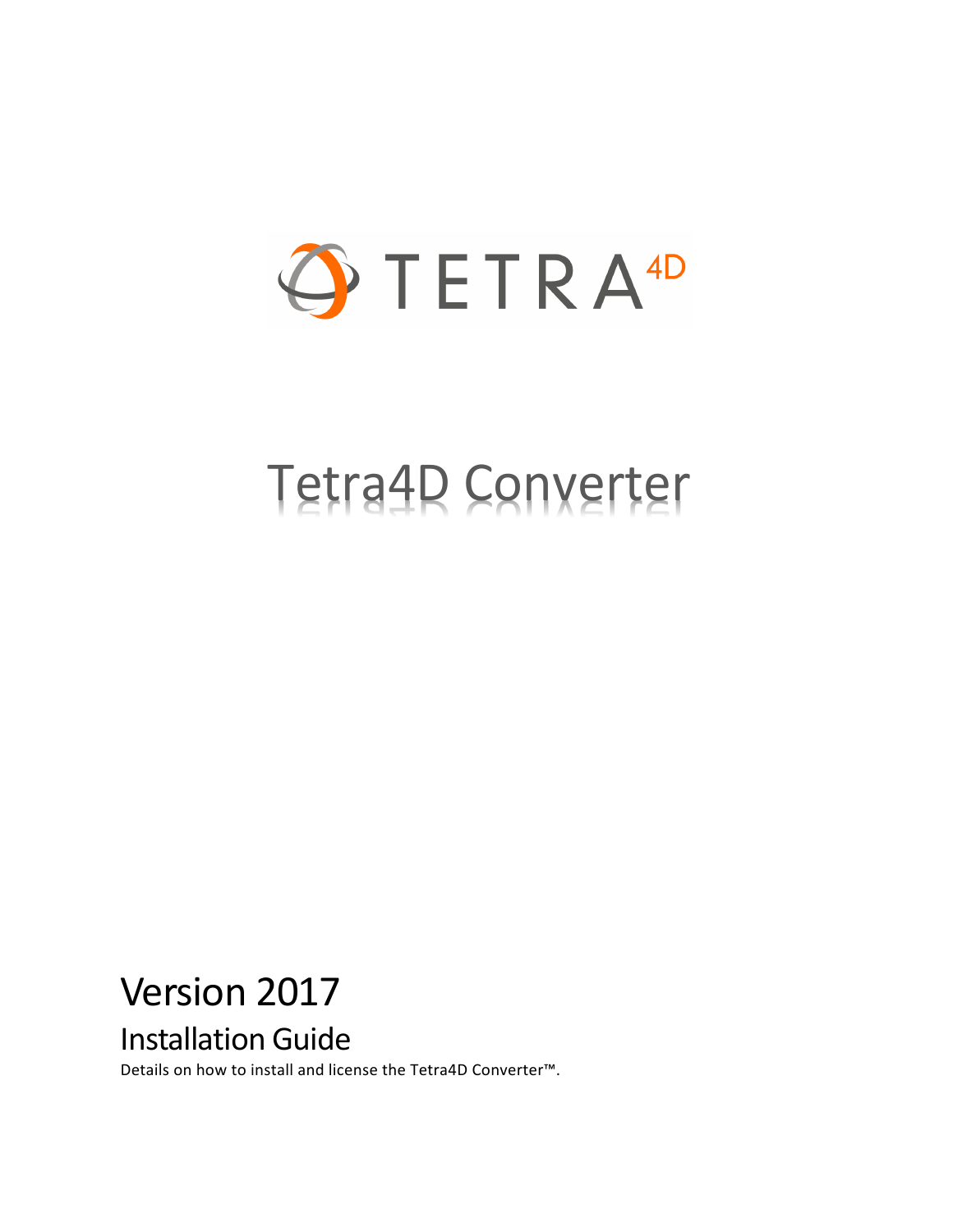TETRA 4D

# Tetra4D Converter

## Version 2017

### Installation Guide

Details on how to install and license the Tetra4D Converter™.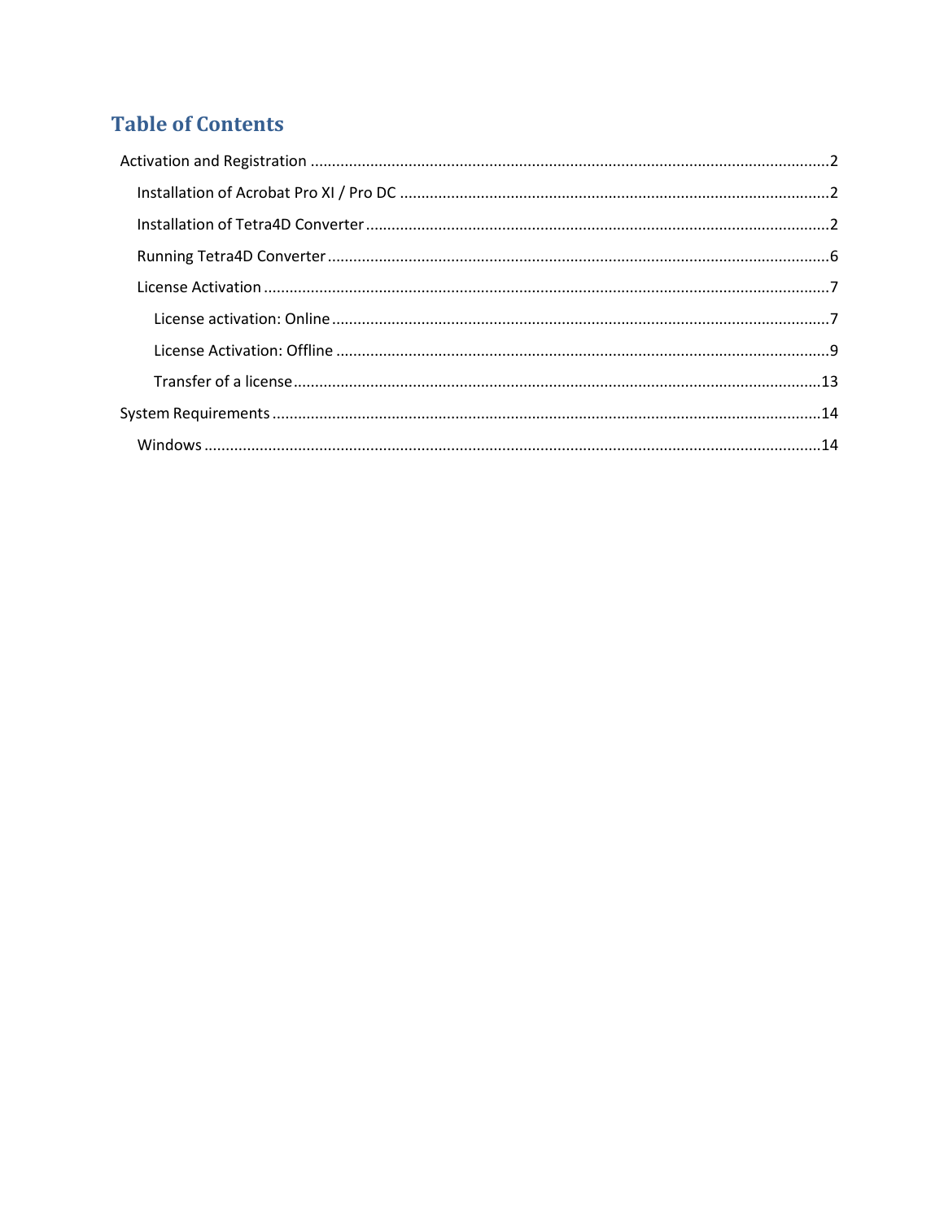# Table of Contents

- Activation and Registration ........................................ 2
  - Installation of Acrobat Pro XI / Pro DC ........................................ 2
  - Installation of Tetra4D Converter ........................................ 2
  - Running Tetra4D Converter ........................................ 6
  - License Activation ........................................ 7
    - License activation: Online ........................................ 7
    - License Activation: Offline ........................................ 9
    - Transfer of a license ........................................ 13
- System Requirements ........................................ 14
  - Windows ........................................ 14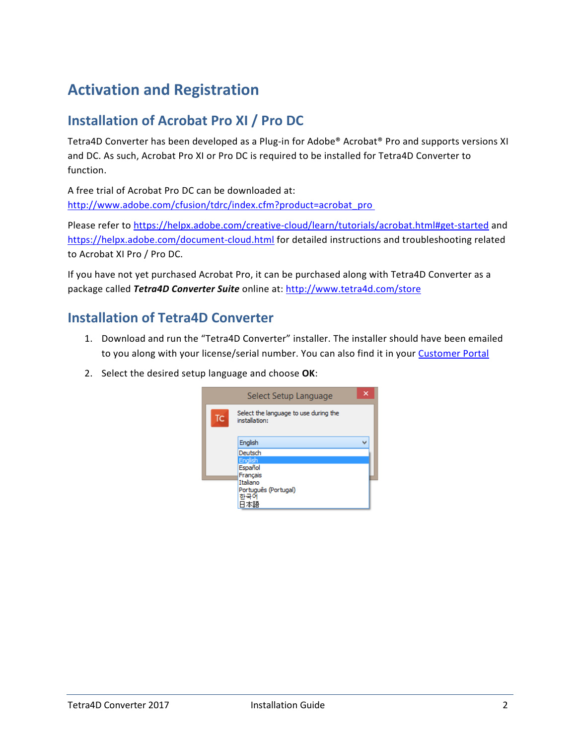# Activation and Registration

## Installation of Acrobat Pro XI / Pro DC

Tetra4D Converter has been developed as a Plug-in for Adobe® Acrobat® Pro and supports versions XI and DC. As such, Acrobat Pro XI or Pro DC is required to be installed for Tetra4D Converter to function.

A free trial of Acrobat Pro DC can be downloaded at:
http://www.adobe.com/cfusion/tdrc/index.cfm?product=acrobat_pro

Please refer to https://helpx.adobe.com/creative-cloud/learn/tutorials/acrobat.html#get-started and https://helpx.adobe.com/document-cloud.html for detailed instructions and troubleshooting related to Acrobat XI Pro / Pro DC.

If you have not yet purchased Acrobat Pro, it can be purchased along with Tetra4D Converter as a package called ***Tetra4D Converter Suite*** online at: http://www.tetra4d.com/store

## Installation of Tetra4D Converter

1. Download and run the "Tetra4D Converter" installer. The installer should have been emailed to you along with your license/serial number. You can also find it in your Customer Portal
2. Select the desired setup language and choose **OK**: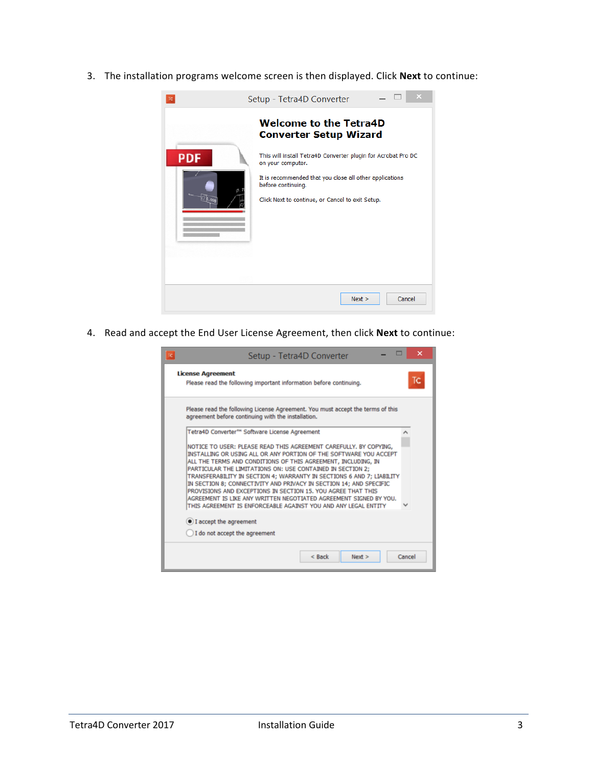3. The installation programs welcome screen is then displayed. Click **Next** to continue:

4. Read and accept the End User License Agreement, then click **Next** to continue: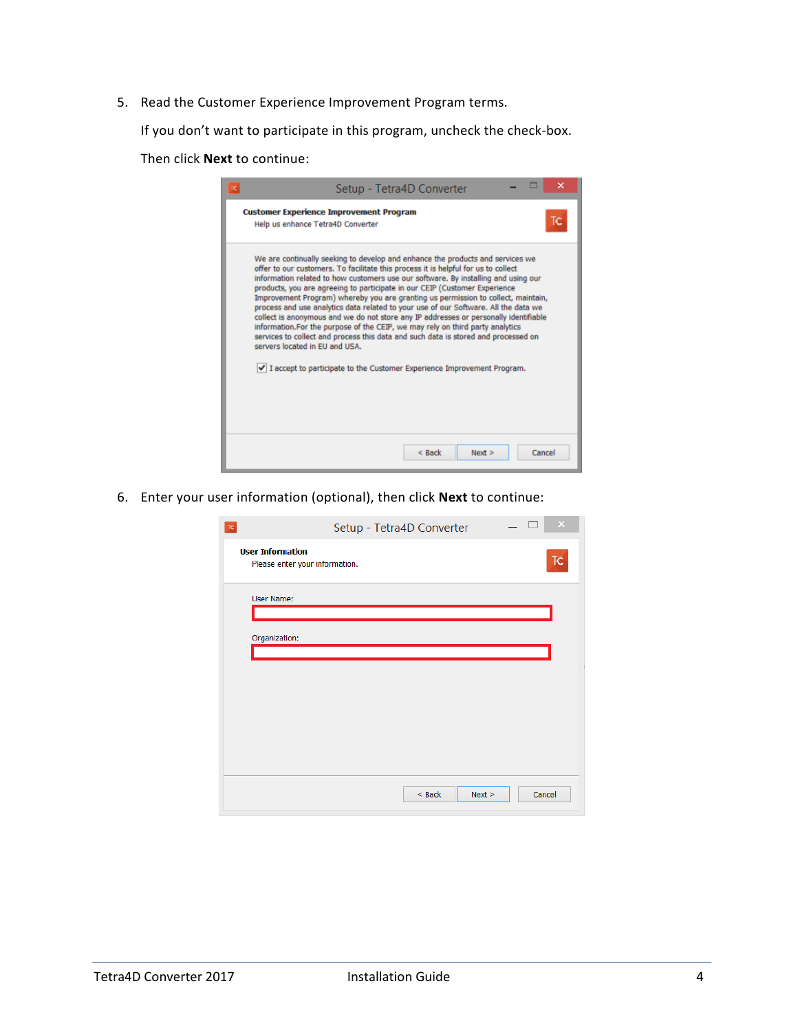5. Read the Customer Experience Improvement Program terms.

   If you don't want to participate in this program, uncheck the check-box.

   Then click **Next** to continue:

6. Enter your user information (optional), then click **Next** to continue: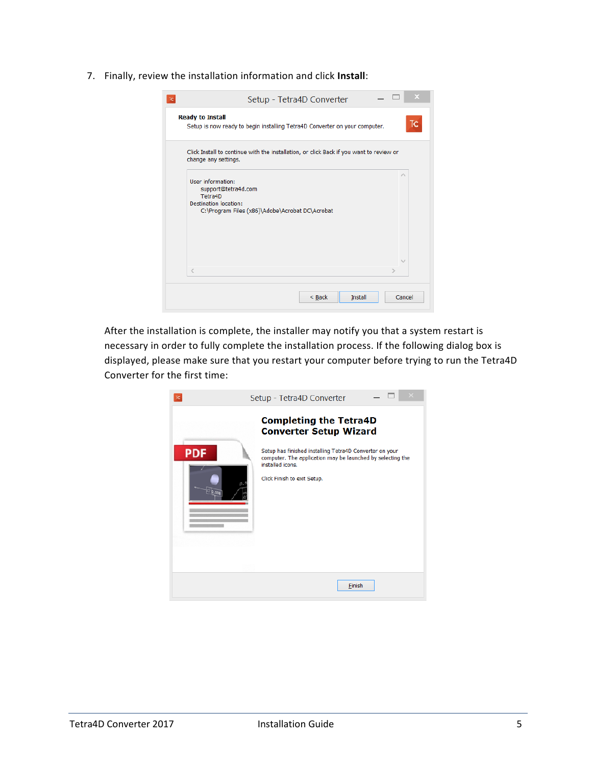7. Finally, review the installation information and click **Install**:

After the installation is complete, the installer may notify you that a system restart is necessary in order to fully complete the installation process. If the following dialog box is displayed, please make sure that you restart your computer before trying to run the Tetra4D Converter for the first time: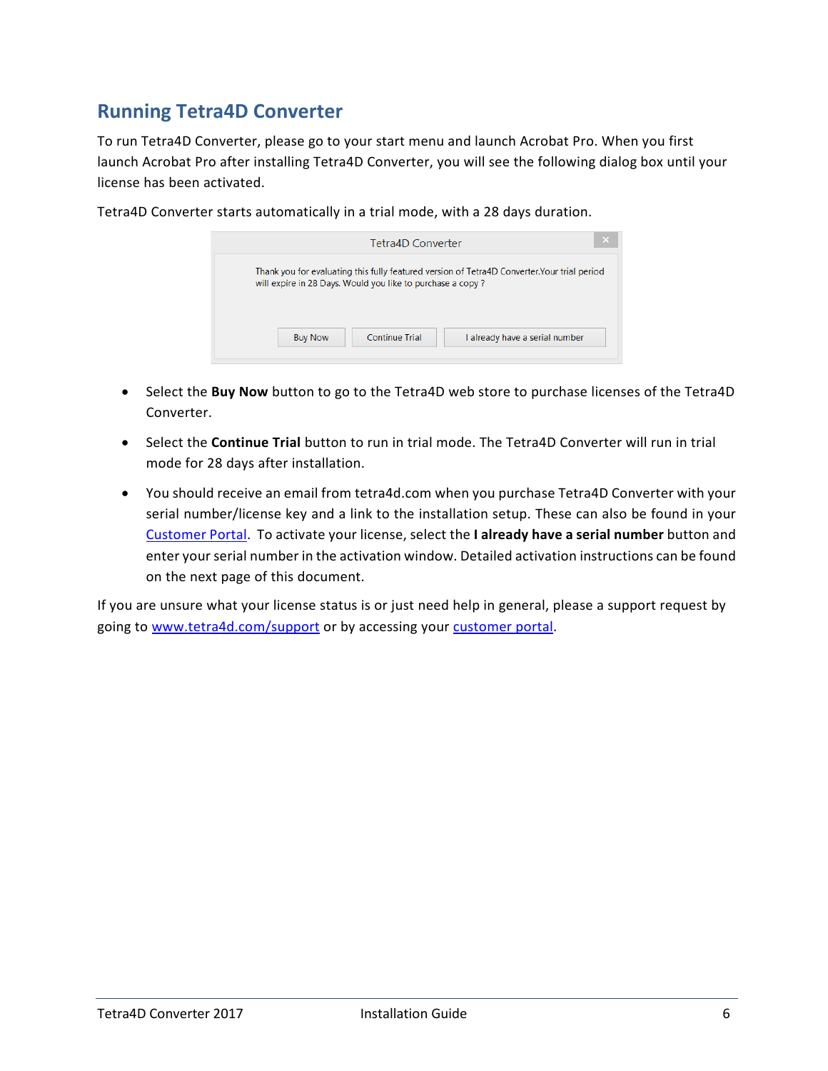## Running Tetra4D Converter

To run Tetra4D Converter, please go to your start menu and launch Acrobat Pro. When you first launch Acrobat Pro after installing Tetra4D Converter, you will see the following dialog box until your license has been activated.

Tetra4D Converter starts automatically in a trial mode, with a 28 days duration.

- Select the **Buy Now** button to go to the Tetra4D web store to purchase licenses of the Tetra4D Converter.
- Select the **Continue Trial** button to run in trial mode. The Tetra4D Converter will run in trial mode for 28 days after installation.
- You should receive an email from tetra4d.com when you purchase Tetra4D Converter with your serial number/license key and a link to the installation setup. These can also be found in your Customer Portal. To activate your license, select the **I already have a serial number** button and enter your serial number in the activation window. Detailed activation instructions can be found on the next page of this document.

If you are unsure what your license status is or just need help in general, please a support request by going to www.tetra4d.com/support or by accessing your customer portal.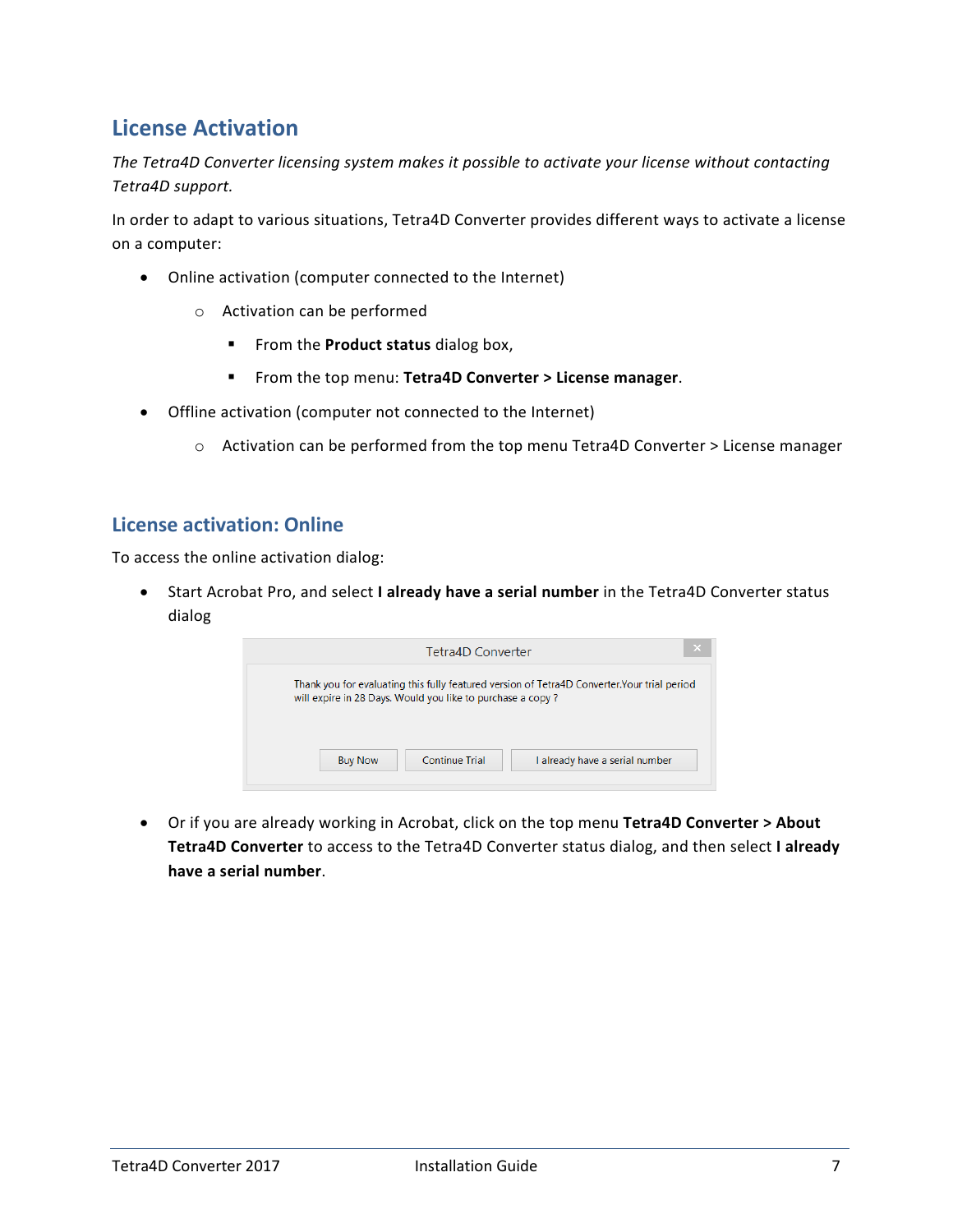## License Activation

*The Tetra4D Converter licensing system makes it possible to activate your license without contacting Tetra4D support.*

In order to adapt to various situations, Tetra4D Converter provides different ways to activate a license on a computer:

- Online activation (computer connected to the Internet)
  - Activation can be performed
    - From the **Product status** dialog box,
    - From the top menu: **Tetra4D Converter > License manager**.
- Offline activation (computer not connected to the Internet)
  - Activation can be performed from the top menu Tetra4D Converter > License manager

### License activation: Online

To access the online activation dialog:

- Start Acrobat Pro, and select **I already have a serial number** in the Tetra4D Converter status dialog

- Or if you are already working in Acrobat, click on the top menu **Tetra4D Converter > About Tetra4D Converter** to access to the Tetra4D Converter status dialog, and then select **I already have a serial number**.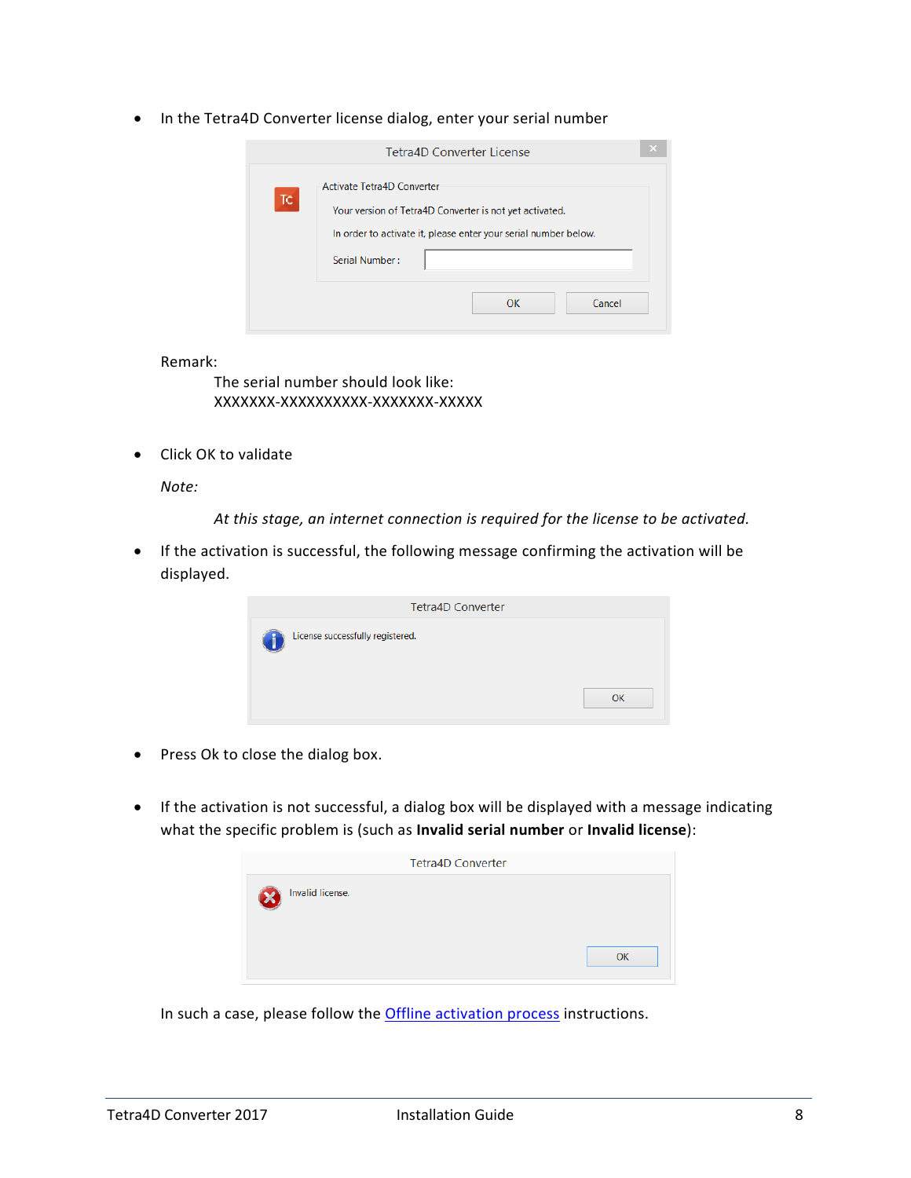- In the Tetra4D Converter license dialog, enter your serial number

Remark:

The serial number should look like:
XXXXXXX-XXXXXXXXXX-XXXXXXX-XXXXX

- Click OK to validate

*Note:*

*At this stage, an internet connection is required for the license to be activated.*

- If the activation is successful, the following message confirming the activation will be displayed.

- Press Ok to close the dialog box.

- If the activation is not successful, a dialog box will be displayed with a message indicating what the specific problem is (such as **Invalid serial number** or **Invalid license**):

In such a case, please follow the Offline activation process instructions.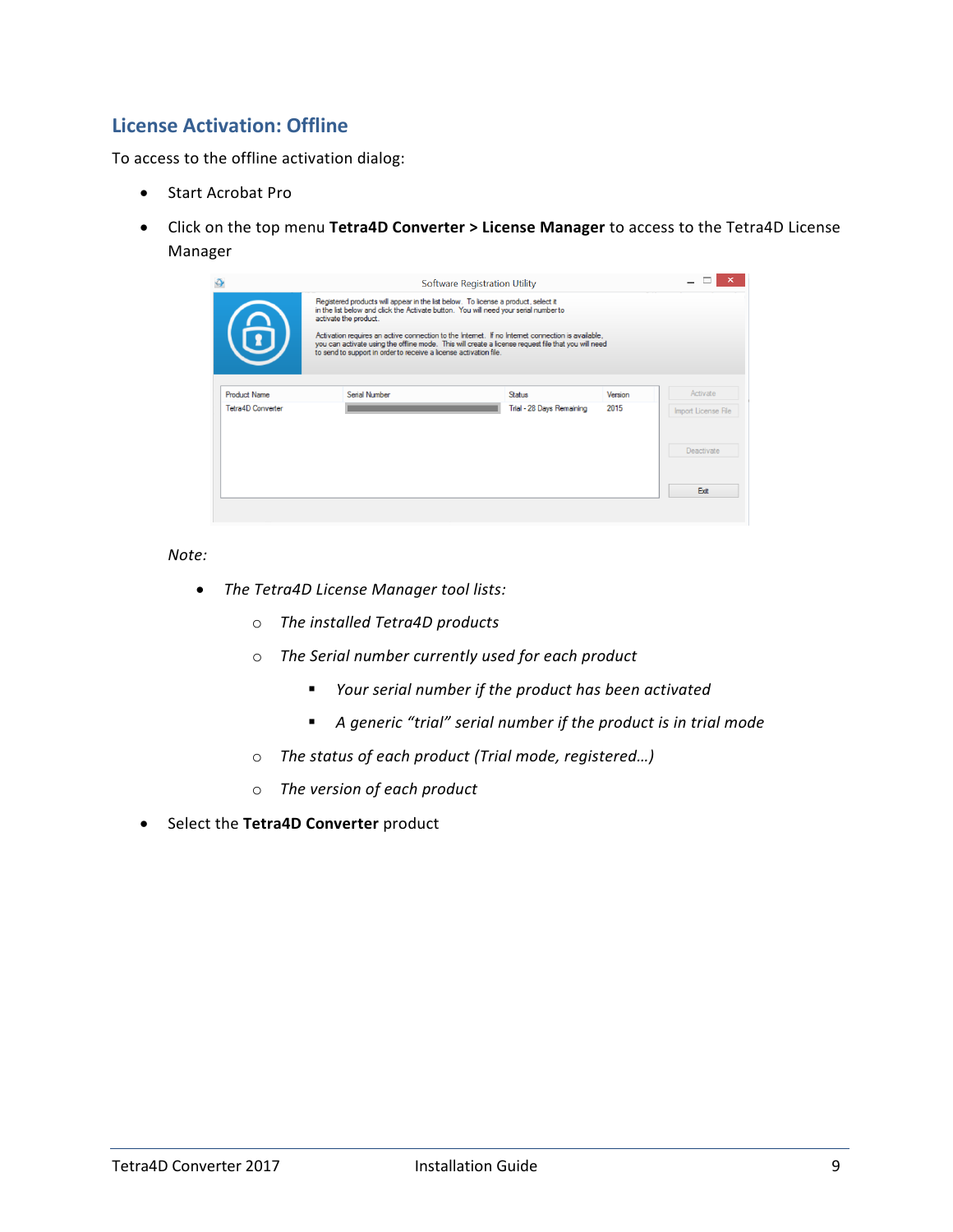## License Activation: Offline

To access to the offline activation dialog:

- Start Acrobat Pro
- Click on the top menu **Tetra4D Converter > License Manager** to access to the Tetra4D License Manager

*Note:*

- *The Tetra4D License Manager tool lists:*
  - *The installed Tetra4D products*
  - *The Serial number currently used for each product*
    - *Your serial number if the product has been activated*
    - *A generic "trial" serial number if the product is in trial mode*
  - *The status of each product (Trial mode, registered…)*
  - *The version of each product*

- Select the **Tetra4D Converter** product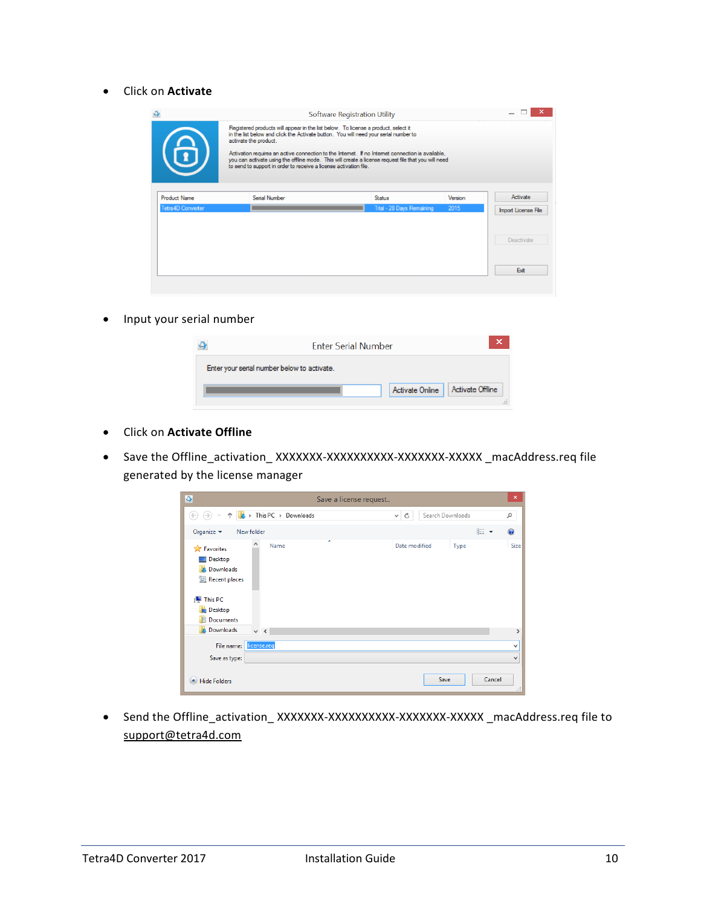- Click on **Activate**

- Input your serial number

- Click on **Activate Offline**

- Save the Offline_activation_ XXXXXXX-XXXXXXXXXX-XXXXXXX-XXXXX _macAddress.req file generated by the license manager

- Send the Offline_activation_ XXXXXXX-XXXXXXXXXX-XXXXXXX-XXXXX _macAddress.req file to support@tetra4d.com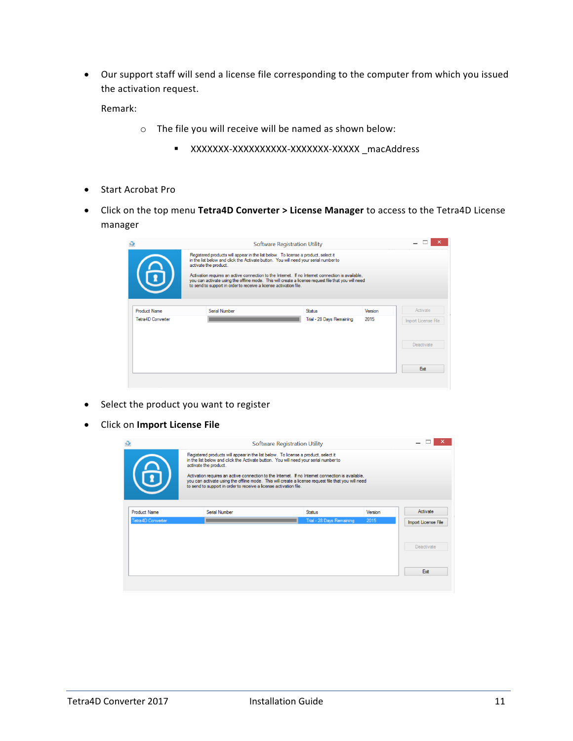- Our support staff will send a license file corresponding to the computer from which you issued the activation request.

  Remark:

  - The file you will receive will be named as shown below:
    - XXXXXXX-XXXXXXXXXX-XXXXXXX-XXXXX _macAddress

- Start Acrobat Pro
- Click on the top menu **Tetra4D Converter > License Manager** to access to the Tetra4D License manager

- Select the product you want to register
- Click on **Import License File**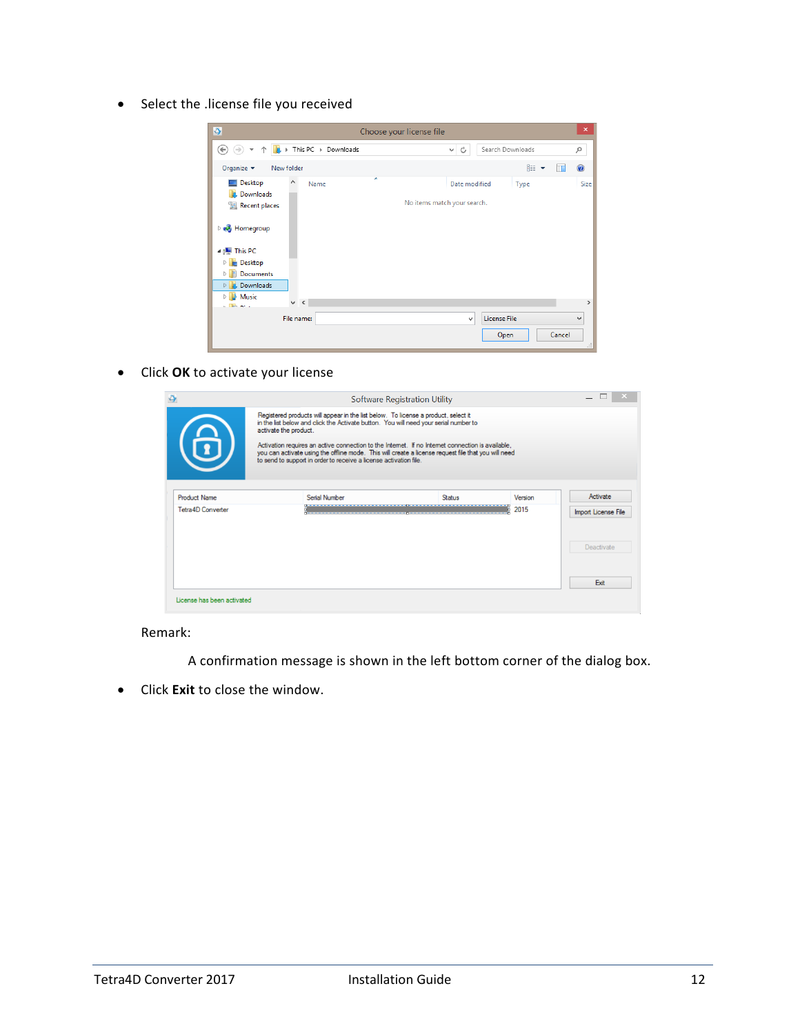- Select the .license file you received

- Click **OK** to activate your license

  Remark:

  A confirmation message is shown in the left bottom corner of the dialog box.

- Click **Exit** to close the window.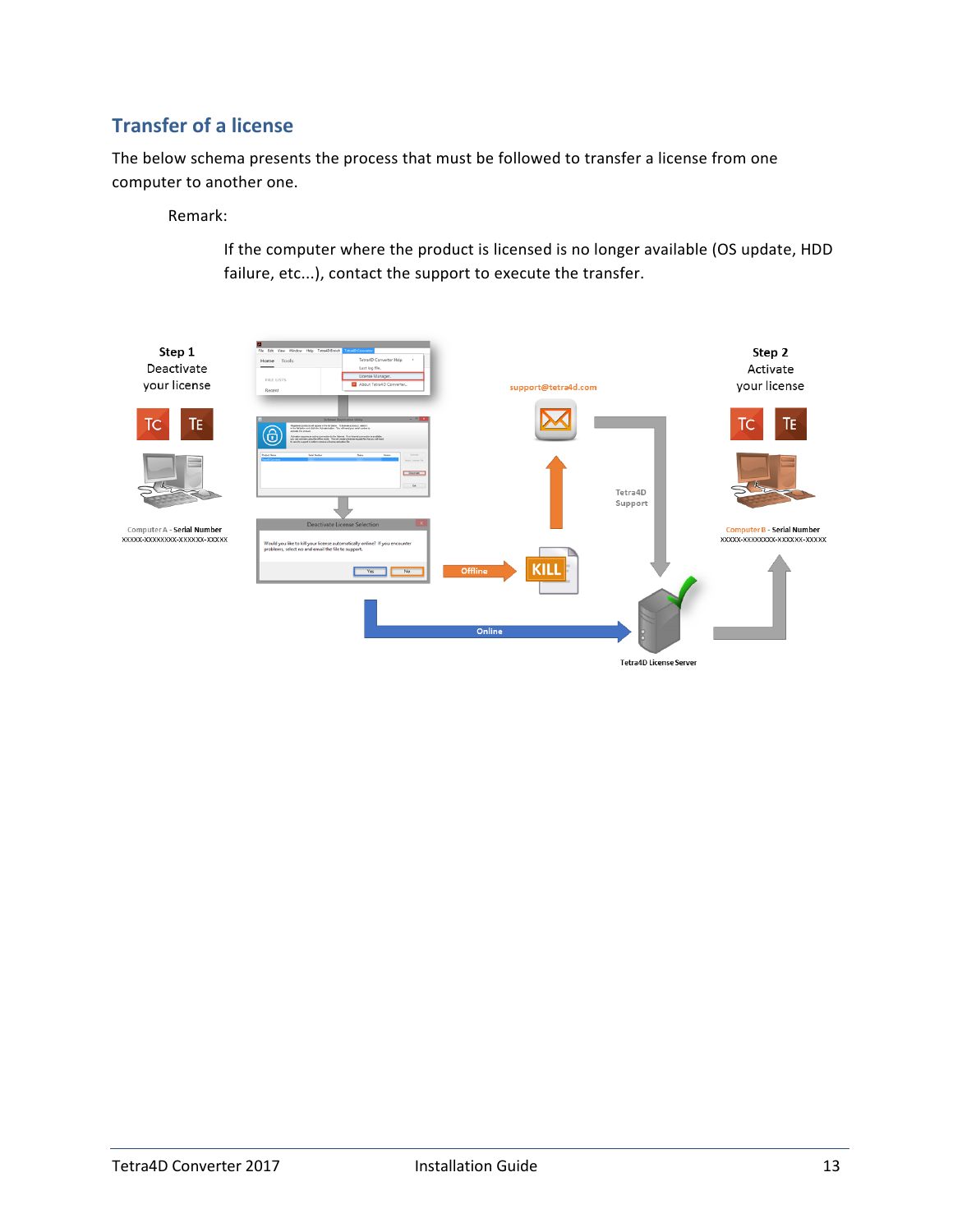## Transfer of a license

The below schema presents the process that must be followed to transfer a license from one computer to another one.

Remark:

If the computer where the product is licensed is no longer available (OS update, HDD failure, etc...), contact the support to execute the transfer.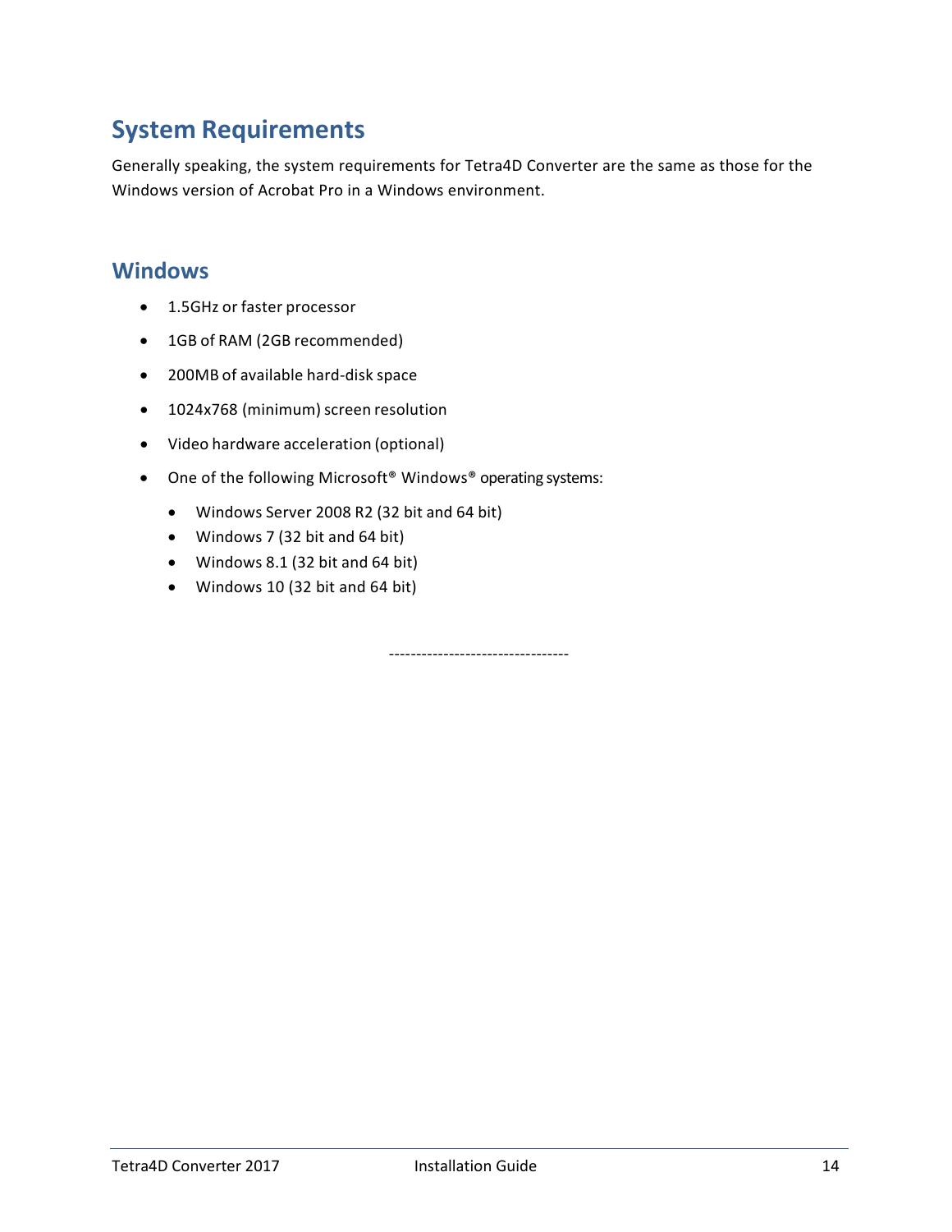## System Requirements

Generally speaking, the system requirements for Tetra4D Converter are the same as those for the Windows version of Acrobat Pro in a Windows environment.

### Windows

- 1.5GHz or faster processor
- 1GB of RAM (2GB recommended)
- 200MB of available hard-disk space
- 1024x768 (minimum) screen resolution
- Video hardware acceleration (optional)
- One of the following Microsoft® Windows® operating systems:
    - Windows Server 2008 R2 (32 bit and 64 bit)
    - Windows 7 (32 bit and 64 bit)
    - Windows 8.1 (32 bit and 64 bit)
    - Windows 10 (32 bit and 64 bit)

---------------------------------